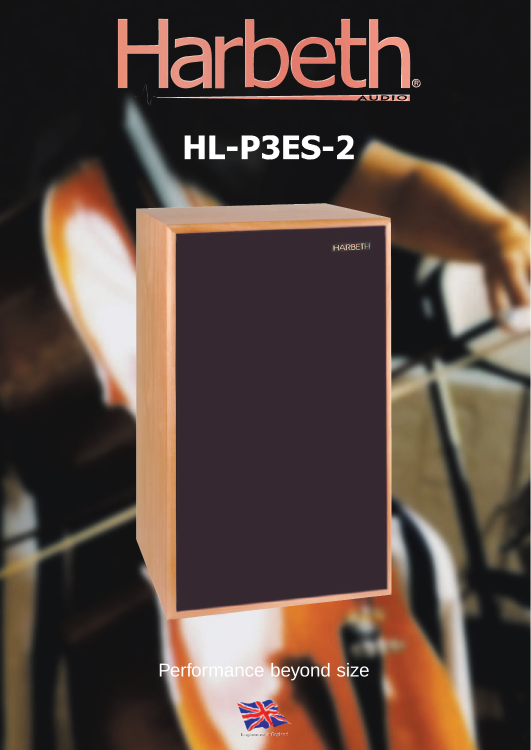# Harbeth

AUDIO

## HL-P3ES-2

Performance beyond size

Engineered in England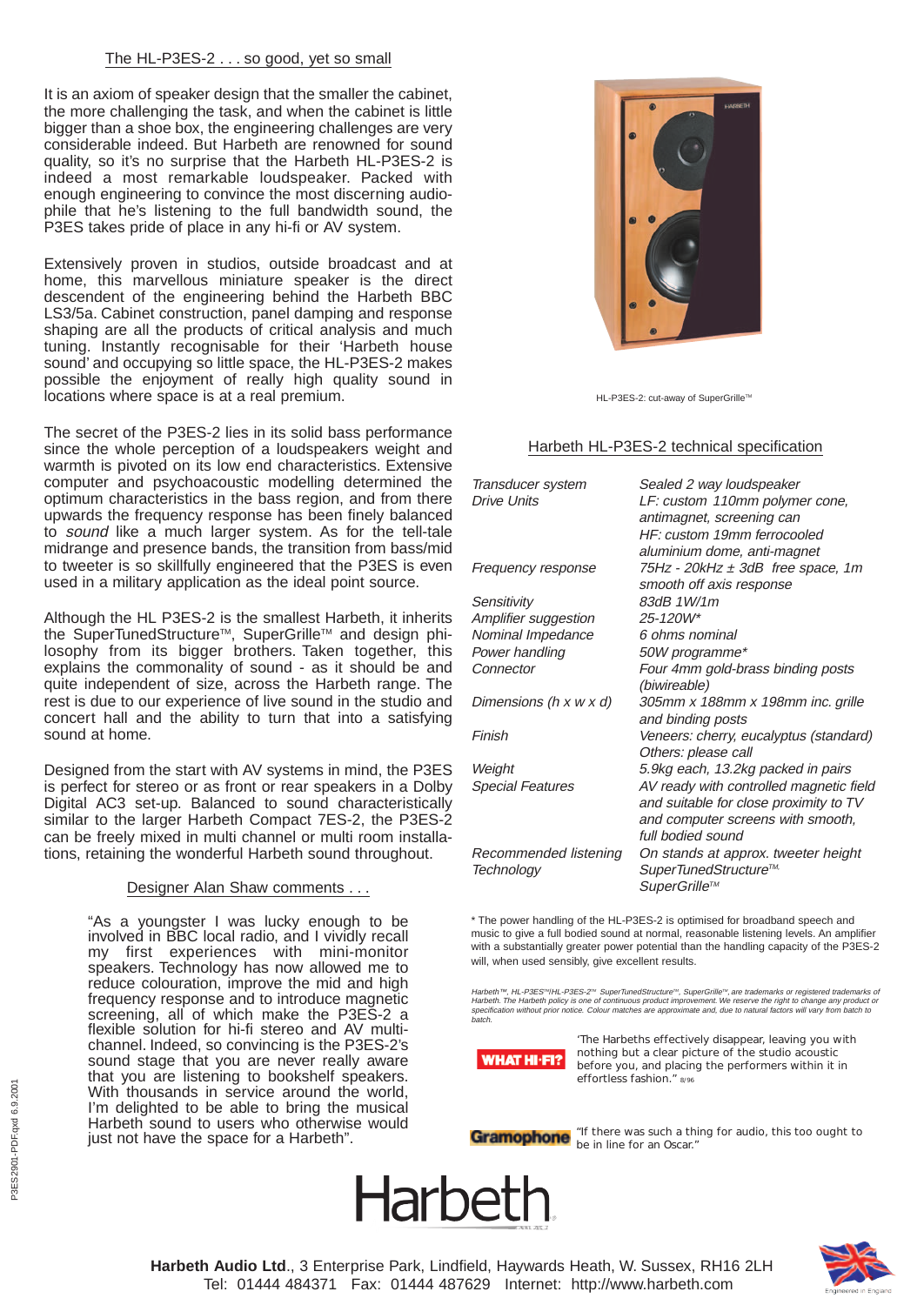## The HL-P3ES-2 . . . so good, yet so small

It is an axiom of speaker design that the smaller the cabinet, the more challenging the task, and when the cabinet is little bigger than a shoe box, the engineering challenges are very considerable indeed. But Harbeth are renowned for sound quality, so it's no surprise that the Harbeth HL-P3ES-2 is indeed a most remarkable loudspeaker. Packed with enough engineering to convince the most discerning audiophile that he's listening to the full bandwidth sound, the P3ES takes pride of place in any hi-fi or AV system.

Extensively proven in studios, outside broadcast and at home, this marvellous miniature speaker is the direct descendent of the engineering behind the Harbeth BBC LS3/5a. Cabinet construction, panel damping and response shaping are all the products of critical analysis and much tuning. Instantly recognisable for their 'Harbeth house sound' and occupying so little space, the HL-P3ES-2 makes possible the enjoyment of really high quality sound in locations where space is at a real premium.

The secret of the P3ES-2 lies in its solid bass performance since the whole perception of a loudspeakers weight and warmth is pivoted on its low end characteristics. Extensive computer and psychoacoustic modelling determined the optimum characteristics in the bass region, and from there upwards the frequency response has been finely balanced to *sound* like a much larger system. As for the tell-tale midrange and presence bands, the transition from bass/mid to tweeter is so skillfully engineered that the P3ES is even used in a military application as the ideal point source.

Although the HL P3ES-2 is the smallest Harbeth, it inherits the SuperTunedStructure™, SuperGrille™ and design philosophy from its bigger brothers. Taken together, this explains the commonality of sound - as it should be and quite independent of size, across the Harbeth range. The rest is due to our experience of live sound in the studio and concert hall and the ability to turn that into a satisfying sound at home.

Designed from the start with AV systems in mind, the P3ES is perfect for stereo or as front or rear speakers in a Dolby Digital AC3 set-up. Balanced to sound characteristically similar to the larger Harbeth Compact 7ES-2, the P3ES-2 can be freely mixed in multi channel or multi room installations, retaining the wonderful Harbeth sound throughout.

## Designer Alan Shaw comments . . .

"As a youngster I was lucky enough to be involved in BBC local radio, and I vividly recall my first experiences with mini-monitor speakers. Technology has now allowed me to reduce colouration, improve the mid and high frequency response and to introduce magnetic screening, all of which make the P3ES-2 a flexible solution for hi-fi stereo and AV multi-channel. Indeed, so convincing is the P3ES-2's sound stage that you are never really aware that you are listening to bookshelf speakers. With thousands in service around the world, I'm delighted to be able to bring the musical Harbeth sound to users who otherwise would just not have the space for a Harbeth".

HL-P3ES-2: cut-away of SuperGrille™

## Harbeth HL-P3ES-2 technical specification

| | |
|---|---|
| *Transducer system* | *Sealed 2 way loudspeaker* |
| *Drive Units* | *LF: custom 110mm polymer cone, antimagnet, screening can*<br>*HF: custom 19mm ferrocooled aluminium dome, anti-magnet* |
| *Frequency response* | *75Hz - 20kHz ± 3dB free space, 1m smooth off axis response* |
| *Sensitivity* | *83dB 1W/1m* |
| *Amplifier suggestion* | *25-120W** |
| *Nominal Impedance* | *6 ohms nominal* |
| *Power handling* | *50W programme** |
| *Connector* | *Four 4mm gold-brass binding posts (biwireable)* |
| *Dimensions (h x w x d)* | *305mm x 188mm x 198mm inc. grille and binding posts* |
| *Finish* | *Veneers: cherry, eucalyptus (standard) Others: please call* |
| *Weight* | *5.9kg each, 13.2kg packed in pairs* |
| *Special Features* | *AV ready with controlled magnetic field and suitable for close proximity to TV and computer screens with smooth, full bodied sound* |
| *Recommended listening* | *On stands at approx. tweeter height* |
| *Technology* | *SuperTunedStructure™*<br>*SuperGrille™* |

\* The power handling of the HL-P3ES-2 is optimised for broadband speech and music to give a full bodied sound at normal, reasonable listening levels. An amplifier with a substantially greater power potential than the handling capacity of the P3ES-2 will, when used sensibly, give excellent results.

*Harbeth™, HL-P3ES™/HL-P3ES-2™ SuperTunedStructure™, SuperGrille™, are trademarks or registered trademarks of Harbeth. The Harbeth policy is one of continuous product improvement. We reserve the right to change any product or specification without prior notice. Colour matches are approximate and, due to natural factors will vary from batch to batch.*

WHAT HI-FI? 'The Harbeths effectively disappear, leaving you with nothing but a clear picture of the studio acoustic before you, and placing the performers within it in effortless fashion." 8/96

Gramophone "If there was such a thing for audio, this too ought to be in line for an Oscar."

Harbeth

**Harbeth Audio Ltd**., 3 Enterprise Park, Lindfield, Haywards Heath, W. Sussex, RH16 2LH
Tel: 01444 484371 Fax: 01444 487629 Internet: http://www.harbeth.com

Engineered in England